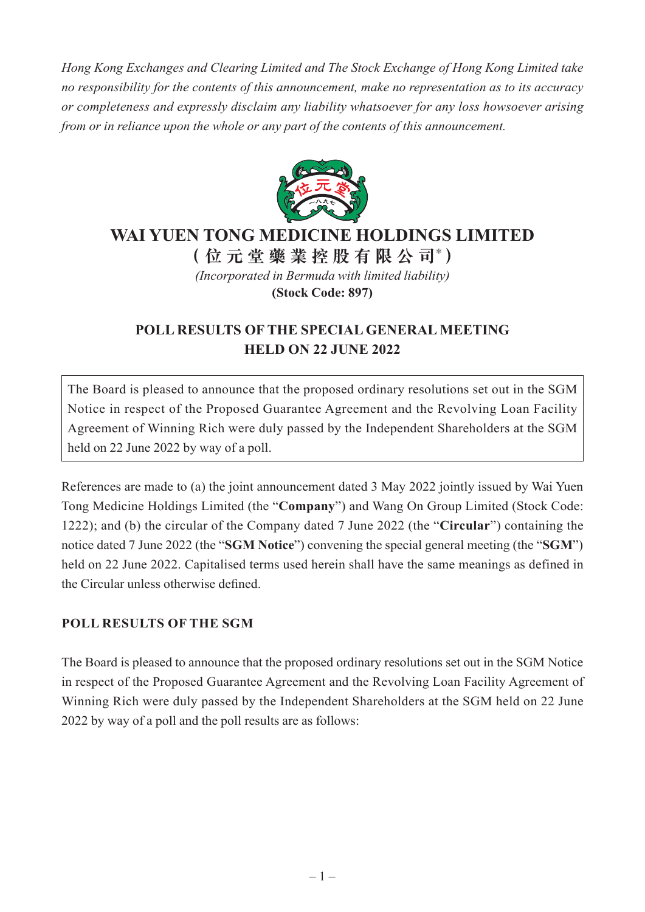*Hong Kong Exchanges and Clearing Limited and The Stock Exchange of Hong Kong Limited take no responsibility for the contents of this announcement, make no representation as to its accuracy or completeness and expressly disclaim any liability whatsoever for any loss howsoever arising from or in reliance upon the whole or any part of the contents of this announcement.*

# WAI YUEN TONG MEDICINE HOLDINGS LIMITED

**(位元堂藥業控股有限公司*)**

*(Incorporated in Bermuda with limited liability)*

**(Stock Code: 897)**

## POLL RESULTS OF THE SPECIAL GENERAL MEETING HELD ON 22 JUNE 2022

The Board is pleased to announce that the proposed ordinary resolutions set out in the SGM Notice in respect of the Proposed Guarantee Agreement and the Revolving Loan Facility Agreement of Winning Rich were duly passed by the Independent Shareholders at the SGM held on 22 June 2022 by way of a poll.

References are made to (a) the joint announcement dated 3 May 2022 jointly issued by Wai Yuen Tong Medicine Holdings Limited (the "**Company**") and Wang On Group Limited (Stock Code: 1222); and (b) the circular of the Company dated 7 June 2022 (the "**Circular**") containing the notice dated 7 June 2022 (the "**SGM Notice**") convening the special general meeting (the "**SGM**") held on 22 June 2022. Capitalised terms used herein shall have the same meanings as defined in the Circular unless otherwise defined.

### POLL RESULTS OF THE SGM

The Board is pleased to announce that the proposed ordinary resolutions set out in the SGM Notice in respect of the Proposed Guarantee Agreement and the Revolving Loan Facility Agreement of Winning Rich were duly passed by the Independent Shareholders at the SGM held on 22 June 2022 by way of a poll and the poll results are as follows: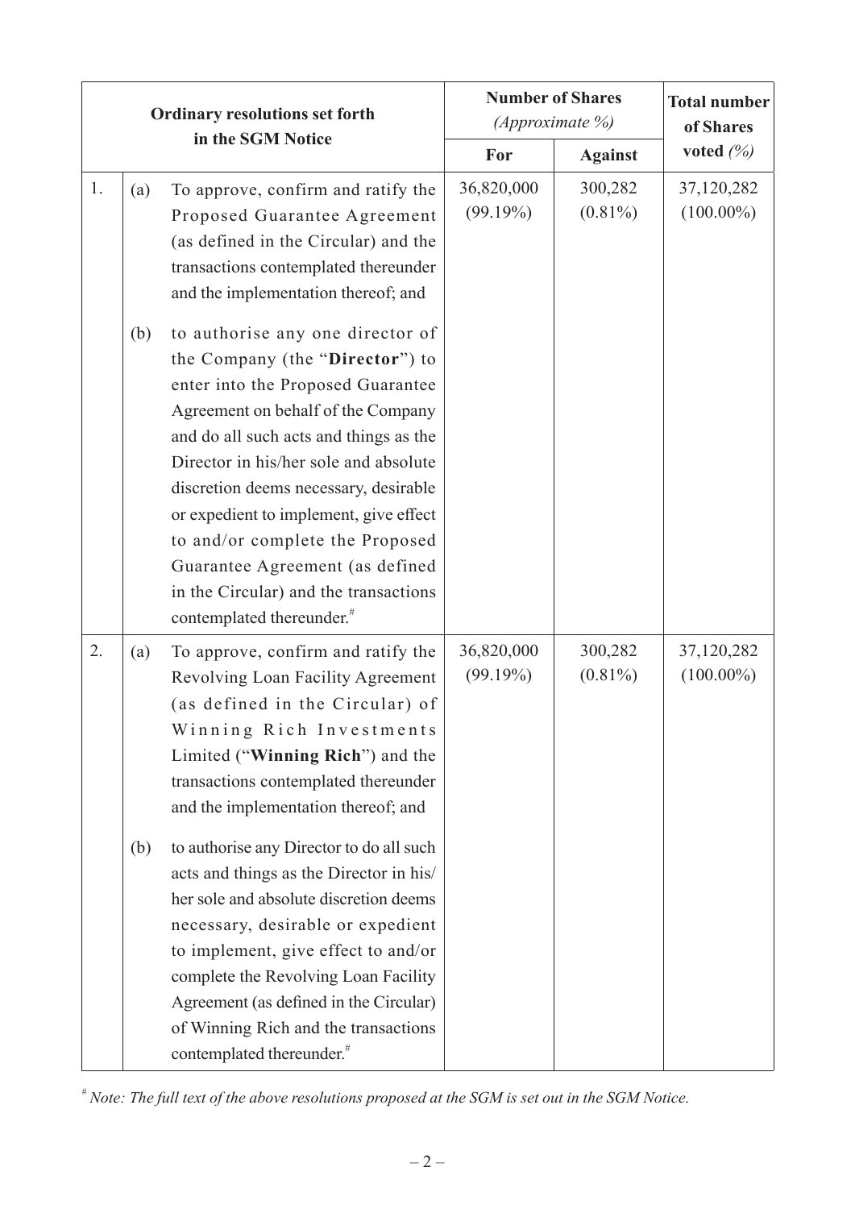| Ordinary resolutions set forth in the SGM Notice | | | Number of Shares *(Approximate %)* | | Total number of Shares voted *(%)* |
|---|---|---|---|---|---|
| | | | **For** | **Against** | |
| 1. | (a) | To approve, confirm and ratify the Proposed Guarantee Agreement (as defined in the Circular) and the transactions contemplated thereunder and the implementation thereof; and | 36,820,000 (99.19%) | 300,282 (0.81%) | 37,120,282 (100.00%) |
| | (b) | to authorise any one director of the Company (the "**Director**") to enter into the Proposed Guarantee Agreement on behalf of the Company and do all such acts and things as the Director in his/her sole and absolute discretion deems necessary, desirable or expedient to implement, give effect to and/or complete the Proposed Guarantee Agreement (as defined in the Circular) and the transactions contemplated thereunder.[#] | | | |
| 2. | (a) | To approve, confirm and ratify the Revolving Loan Facility Agreement (as defined in the Circular) of Winning Rich Investments Limited ("**Winning Rich**") and the transactions contemplated thereunder and the implementation thereof; and | 36,820,000 (99.19%) | 300,282 (0.81%) | 37,120,282 (100.00%) |
| | (b) | to authorise any Director to do all such acts and things as the Director in his/her sole and absolute discretion deems necessary, desirable or expedient to implement, give effect to and/or complete the Revolving Loan Facility Agreement (as defined in the Circular) of Winning Rich and the transactions contemplated thereunder.[#] | | | |

[#] *Note: The full text of the above resolutions proposed at the SGM is set out in the SGM Notice.*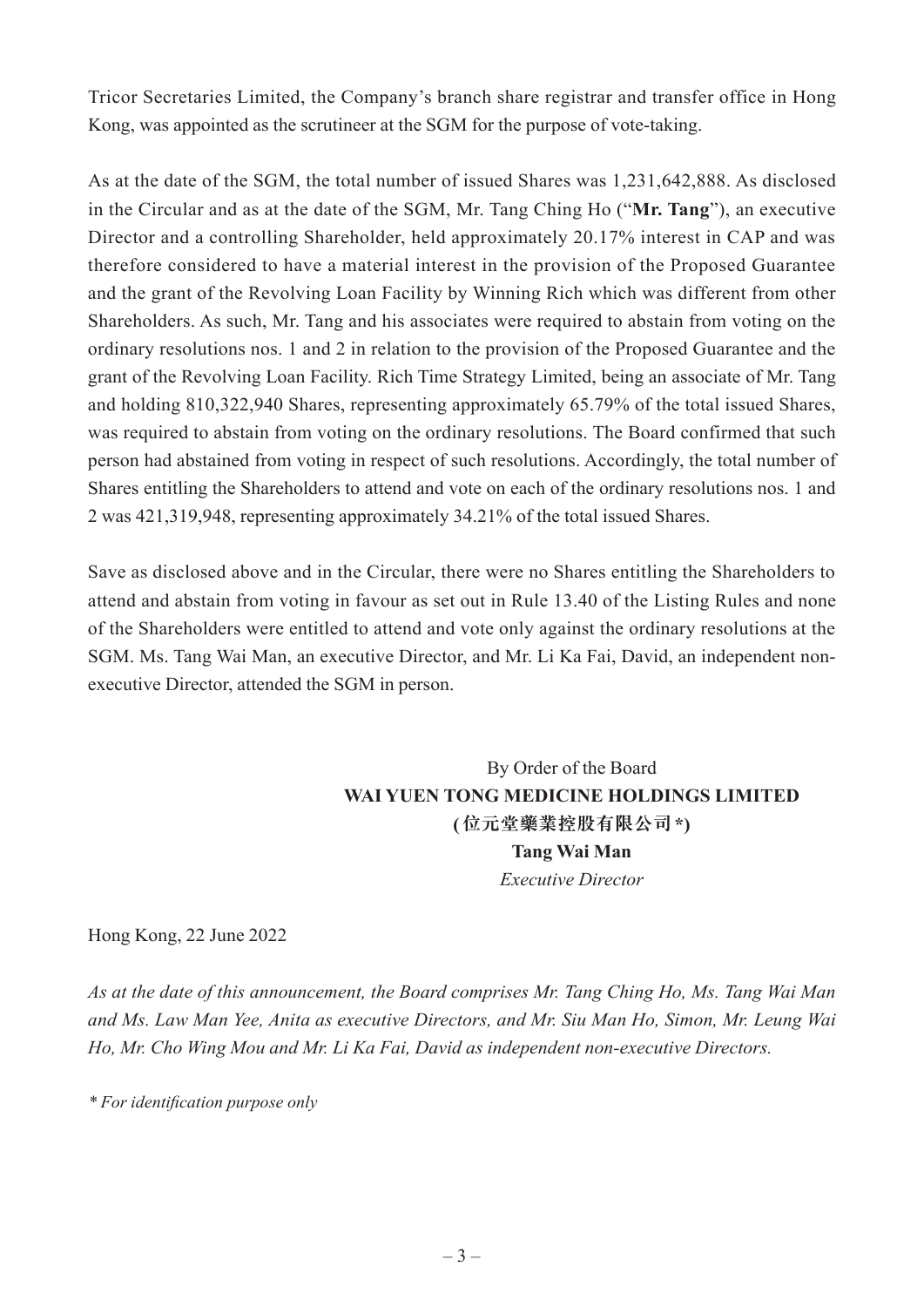Tricor Secretaries Limited, the Company's branch share registrar and transfer office in Hong Kong, was appointed as the scrutineer at the SGM for the purpose of vote-taking.

As at the date of the SGM, the total number of issued Shares was 1,231,642,888. As disclosed in the Circular and as at the date of the SGM, Mr. Tang Ching Ho ("**Mr. Tang**"), an executive Director and a controlling Shareholder, held approximately 20.17% interest in CAP and was therefore considered to have a material interest in the provision of the Proposed Guarantee and the grant of the Revolving Loan Facility by Winning Rich which was different from other Shareholders. As such, Mr. Tang and his associates were required to abstain from voting on the ordinary resolutions nos. 1 and 2 in relation to the provision of the Proposed Guarantee and the grant of the Revolving Loan Facility. Rich Time Strategy Limited, being an associate of Mr. Tang and holding 810,322,940 Shares, representing approximately 65.79% of the total issued Shares, was required to abstain from voting on the ordinary resolutions. The Board confirmed that such person had abstained from voting in respect of such resolutions. Accordingly, the total number of Shares entitling the Shareholders to attend and vote on each of the ordinary resolutions nos. 1 and 2 was 421,319,948, representing approximately 34.21% of the total issued Shares.

Save as disclosed above and in the Circular, there were no Shares entitling the Shareholders to attend and abstain from voting in favour as set out in Rule 13.40 of the Listing Rules and none of the Shareholders were entitled to attend and vote only against the ordinary resolutions at the SGM. Ms. Tang Wai Man, an executive Director, and Mr. Li Ka Fai, David, an independent non-executive Director, attended the SGM in person.

By Order of the Board
**WAI YUEN TONG MEDICINE HOLDINGS LIMITED**
**(位元堂藥業控股有限公司*)**
**Tang Wai Man**
*Executive Director*

Hong Kong, 22 June 2022

*As at the date of this announcement, the Board comprises Mr. Tang Ching Ho, Ms. Tang Wai Man and Ms. Law Man Yee, Anita as executive Directors, and Mr. Siu Man Ho, Simon, Mr. Leung Wai Ho, Mr. Cho Wing Mou and Mr. Li Ka Fai, David as independent non-executive Directors.*

*\* For identification purpose only*